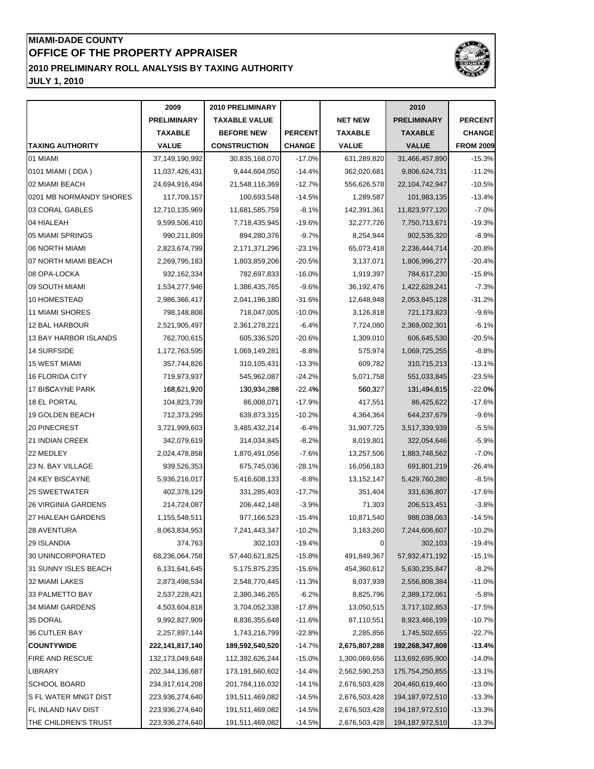# MIAMI-DADE COUNTY
# OFFICE OF THE PROPERTY APPRAISER
## 2010 PRELIMINARY ROLL ANALYSIS BY TAXING AUTHORITY
## JULY 1, 2010

| TAXING AUTHORITY | 2009 PRELIMINARY TAXABLE VALUE | 2010 PRELIMINARY TAXABLE VALUE BEFORE NEW CONSTRUCTION | PERCENT CHANGE | NET NEW TAXABLE VALUE | 2010 PRELIMINARY TAXABLE VALUE | PERCENT CHANGE FROM 2009 |
|---|---|---|---|---|---|---|
| 01 MIAMI | 37,149,190,992 | 30,835,168,070 | -17.0% | 631,289,820 | 31,466,457,890 | -15.3% |
| 0101 MIAMI ( DDA ) | 11,037,426,431 | 9,444,604,050 | -14.4% | 362,020,681 | 9,806,624,731 | -11.2% |
| 02 MIAMI BEACH | 24,694,916,494 | 21,548,116,369 | -12.7% | 556,626,578 | 22,104,742,947 | -10.5% |
| 0201 MB NORMANDY SHORES | 117,709,157 | 100,693,548 | -14.5% | 1,289,587 | 101,983,135 | -13.4% |
| 03 CORAL GABLES | 12,710,135,969 | 11,681,585,759 | -8.1% | 142,391,361 | 11,823,977,120 | -7.0% |
| 04 HIALEAH | 9,599,506,410 | 7,718,435,945 | -19.6% | 32,277,726 | 7,750,713,671 | -19.3% |
| 05 MIAMI SPRINGS | 990,211,809 | 894,280,376 | -9.7% | 8,254,944 | 902,535,320 | -8.9% |
| 06 NORTH MIAMI | 2,823,674,799 | 2,171,371,296 | -23.1% | 65,073,418 | 2,236,444,714 | -20.8% |
| 07 NORTH MIAMI BEACH | 2,269,795,183 | 1,803,859,206 | -20.5% | 3,137,071 | 1,806,996,277 | -20.4% |
| 08 OPA-LOCKA | 932,162,334 | 782,697,833 | -16.0% | 1,919,397 | 784,617,230 | -15.8% |
| 09 SOUTH MIAMI | 1,534,277,946 | 1,386,435,765 | -9.6% | 36,192,476 | 1,422,628,241 | -7.3% |
| 10 HOMESTEAD | 2,986,366,417 | 2,041,196,180 | -31.6% | 12,648,948 | 2,053,845,128 | -31.2% |
| 11 MIAMI SHORES | 798,148,808 | 718,047,005 | -10.0% | 3,126,818 | 721,173,823 | -9.6% |
| 12 BAL HARBOUR | 2,521,905,497 | 2,361,278,221 | -6.4% | 7,724,080 | 2,369,002,301 | -6.1% |
| 13 BAY HARBOR ISLANDS | 762,700,615 | 605,336,520 | -20.6% | 1,309,010 | 606,645,530 | -20.5% |
| 14 SURFSIDE | 1,172,763,595 | 1,069,149,281 | -8.8% | 575,974 | 1,069,725,255 | -8.8% |
| 15 WEST MIAMI | 357,744,826 | 310,105,431 | -13.3% | 609,782 | 310,715,213 | -13.1% |
| 16 FLORIDA CITY | 719,973,937 | 545,962,087 | -24.2% | 5,071,758 | 551,033,845 | -23.5% |
| 17 BISCAYNE PARK | 168,621,920 | 130,934,288 | -22.4% | 560,327 | 131,494,615 | -22.0% |
| 18 EL PORTAL | 104,823,739 | 86,008,071 | -17.9% | 417,551 | 86,425,622 | -17.6% |
| 19 GOLDEN BEACH | 712,373,295 | 639,873,315 | -10.2% | 4,364,364 | 644,237,679 | -9.6% |
| 20 PINECREST | 3,721,999,603 | 3,485,432,214 | -6.4% | 31,907,725 | 3,517,339,939 | -5.5% |
| 21 INDIAN CREEK | 342,079,619 | 314,034,845 | -8.2% | 8,019,801 | 322,054,646 | -5.9% |
| 22 MEDLEY | 2,024,478,858 | 1,870,491,056 | -7.6% | 13,257,506 | 1,883,748,562 | -7.0% |
| 23 N. BAY VILLAGE | 939,526,353 | 675,745,036 | -28.1% | 16,056,183 | 691,801,219 | -26.4% |
| 24 KEY BISCAYNE | 5,936,216,017 | 5,416,608,133 | -8.8% | 13,152,147 | 5,429,760,280 | -8.5% |
| 25 SWEETWATER | 402,378,129 | 331,285,403 | -17.7% | 351,404 | 331,636,807 | -17.6% |
| 26 VIRGINIA GARDENS | 214,724,087 | 206,442,148 | -3.9% | 71,303 | 206,513,451 | -3.8% |
| 27 HIALEAH GARDENS | 1,155,548,511 | 977,166,523 | -15.4% | 10,871,540 | 988,038,063 | -14.5% |
| 28 AVENTURA | 8,063,834,953 | 7,241,443,347 | -10.2% | 3,163,260 | 7,244,606,607 | -10.2% |
| 29 ISLANDIA | 374,763 | 302,103 | -19.4% | 0 | 302,103 | -19.4% |
| 30 UNINCORPORATED | 68,236,064,758 | 57,440,621,825 | -15.8% | 491,849,367 | 57,932,471,192 | -15.1% |
| 31 SUNNY ISLES BEACH | 6,131,641,645 | 5,175,875,235 | -15.6% | 454,360,612 | 5,630,235,847 | -8.2% |
| 32 MIAMI LAKES | 2,873,498,534 | 2,548,770,445 | -11.3% | 8,037,939 | 2,556,808,384 | -11.0% |
| 33 PALMETTO BAY | 2,537,228,421 | 2,380,346,265 | -6.2% | 8,825,796 | 2,389,172,061 | -5.8% |
| 34 MIAMI GARDENS | 4,503,604,818 | 3,704,052,338 | -17.8% | 13,050,515 | 3,717,102,853 | -17.5% |
| 35 DORAL | 9,992,827,909 | 8,836,355,648 | -11.6% | 87,110,551 | 8,923,466,199 | -10.7% |
| 36 CUTLER BAY | 2,257,897,144 | 1,743,216,799 | -22.8% | 2,285,856 | 1,745,502,655 | -22.7% |
| **COUNTYWIDE** | **222,141,817,140** | **189,592,540,520** | **-14.7%** | **2,675,807,288** | **192,268,347,808** | **-13.4%** |
| FIRE AND RESCUE | 132,173,049,648 | 112,392,626,244 | -15.0% | 1,300,069,656 | 113,692,695,900 | -14.0% |
| LIBRARY | 202,344,136,687 | 173,191,660,602 | -14.4% | 2,562,590,253 | 175,754,250,855 | -13.1% |
| SCHOOL BOARD | 234,917,614,208 | 201,784,116,032 | -14.1% | 2,676,503,428 | 204,460,619,460 | -13.0% |
| S FL WATER MNGT DIST | 223,936,274,640 | 191,511,469,082 | -14.5% | 2,676,503,428 | 194,187,972,510 | -13.3% |
| FL INLAND NAV DIST | 223,936,274,640 | 191,511,469,082 | -14.5% | 2,676,503,428 | 194,187,972,510 | -13.3% |
| THE CHILDREN'S TRUST | 223,936,274,640 | 191,511,469,082 | -14.5% | 2,676,503,428 | 194,187,972,510 | -13.3% |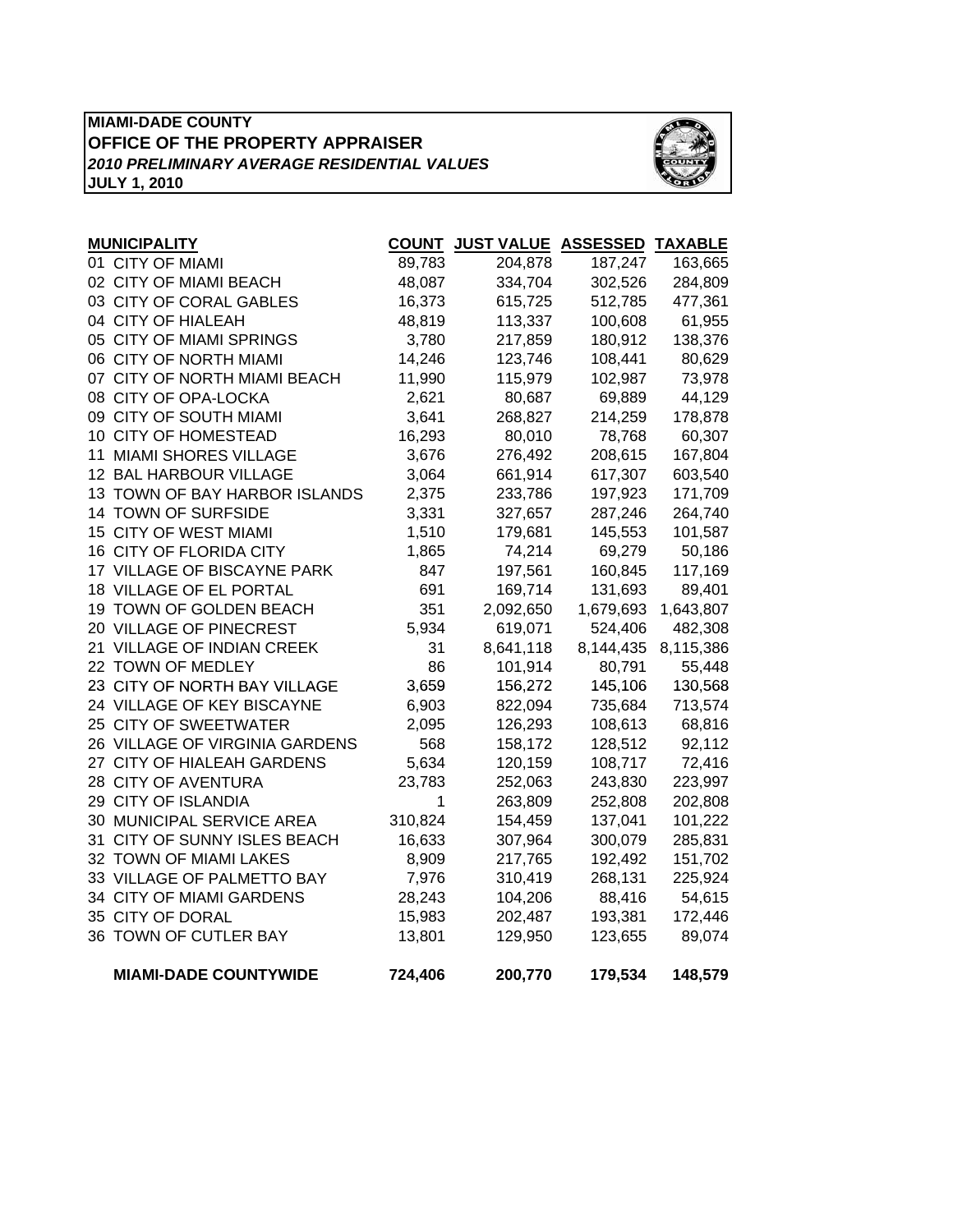**MIAMI-DADE COUNTY**
**OFFICE OF THE PROPERTY APPRAISER**
***2010 PRELIMINARY AVERAGE RESIDENTIAL VALUES***
**JULY 1, 2010**

| MUNICIPALITY | COUNT | JUST VALUE | ASSESSED | TAXABLE |
|---|---|---|---|---|
| 01 CITY OF MIAMI | 89,783 | 204,878 | 187,247 | 163,665 |
| 02 CITY OF MIAMI BEACH | 48,087 | 334,704 | 302,526 | 284,809 |
| 03 CITY OF CORAL GABLES | 16,373 | 615,725 | 512,785 | 477,361 |
| 04 CITY OF HIALEAH | 48,819 | 113,337 | 100,608 | 61,955 |
| 05 CITY OF MIAMI SPRINGS | 3,780 | 217,859 | 180,912 | 138,376 |
| 06 CITY OF NORTH MIAMI | 14,246 | 123,746 | 108,441 | 80,629 |
| 07 CITY OF NORTH MIAMI BEACH | 11,990 | 115,979 | 102,987 | 73,978 |
| 08 CITY OF OPA-LOCKA | 2,621 | 80,687 | 69,889 | 44,129 |
| 09 CITY OF SOUTH MIAMI | 3,641 | 268,827 | 214,259 | 178,878 |
| 10 CITY OF HOMESTEAD | 16,293 | 80,010 | 78,768 | 60,307 |
| 11 MIAMI SHORES VILLAGE | 3,676 | 276,492 | 208,615 | 167,804 |
| 12 BAL HARBOUR VILLAGE | 3,064 | 661,914 | 617,307 | 603,540 |
| 13 TOWN OF BAY HARBOR ISLANDS | 2,375 | 233,786 | 197,923 | 171,709 |
| 14 TOWN OF SURFSIDE | 3,331 | 327,657 | 287,246 | 264,740 |
| 15 CITY OF WEST MIAMI | 1,510 | 179,681 | 145,553 | 101,587 |
| 16 CITY OF FLORIDA CITY | 1,865 | 74,214 | 69,279 | 50,186 |
| 17 VILLAGE OF BISCAYNE PARK | 847 | 197,561 | 160,845 | 117,169 |
| 18 VILLAGE OF EL PORTAL | 691 | 169,714 | 131,693 | 89,401 |
| 19 TOWN OF GOLDEN BEACH | 351 | 2,092,650 | 1,679,693 | 1,643,807 |
| 20 VILLAGE OF PINECREST | 5,934 | 619,071 | 524,406 | 482,308 |
| 21 VILLAGE OF INDIAN CREEK | 31 | 8,641,118 | 8,144,435 | 8,115,386 |
| 22 TOWN OF MEDLEY | 86 | 101,914 | 80,791 | 55,448 |
| 23 CITY OF NORTH BAY VILLAGE | 3,659 | 156,272 | 145,106 | 130,568 |
| 24 VILLAGE OF KEY BISCAYNE | 6,903 | 822,094 | 735,684 | 713,574 |
| 25 CITY OF SWEETWATER | 2,095 | 126,293 | 108,613 | 68,816 |
| 26 VILLAGE OF VIRGINIA GARDENS | 568 | 158,172 | 128,512 | 92,112 |
| 27 CITY OF HIALEAH GARDENS | 5,634 | 120,159 | 108,717 | 72,416 |
| 28 CITY OF AVENTURA | 23,783 | 252,063 | 243,830 | 223,997 |
| 29 CITY OF ISLANDIA | 1 | 263,809 | 252,808 | 202,808 |
| 30 MUNICIPAL SERVICE AREA | 310,824 | 154,459 | 137,041 | 101,222 |
| 31 CITY OF SUNNY ISLES BEACH | 16,633 | 307,964 | 300,079 | 285,831 |
| 32 TOWN OF MIAMI LAKES | 8,909 | 217,765 | 192,492 | 151,702 |
| 33 VILLAGE OF PALMETTO BAY | 7,976 | 310,419 | 268,131 | 225,924 |
| 34 CITY OF MIAMI GARDENS | 28,243 | 104,206 | 88,416 | 54,615 |
| 35 CITY OF DORAL | 15,983 | 202,487 | 193,381 | 172,446 |
| 36 TOWN OF CUTLER BAY | 13,801 | 129,950 | 123,655 | 89,074 |
| **MIAMI-DADE COUNTYWIDE** | **724,406** | **200,770** | **179,534** | **148,579** |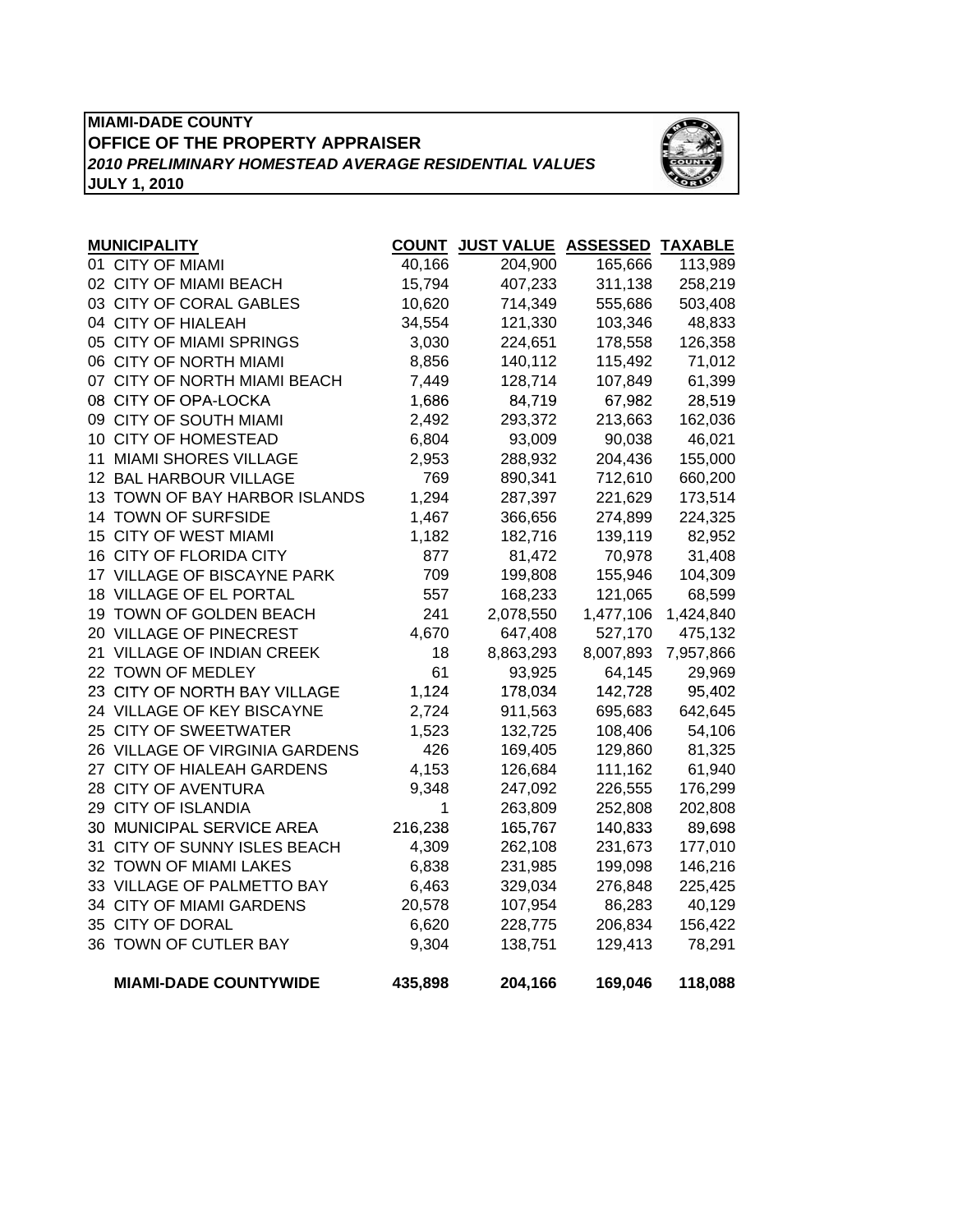**MIAMI-DADE COUNTY**
**OFFICE OF THE PROPERTY APPRAISER**
***2010 PRELIMINARY HOMESTEAD AVERAGE RESIDENTIAL VALUES***
**JULY 1, 2010**

| MUNICIPALITY | COUNT | JUST VALUE | ASSESSED | TAXABLE |
|---|---|---|---|---|
| 01 CITY OF MIAMI | 40,166 | 204,900 | 165,666 | 113,989 |
| 02 CITY OF MIAMI BEACH | 15,794 | 407,233 | 311,138 | 258,219 |
| 03 CITY OF CORAL GABLES | 10,620 | 714,349 | 555,686 | 503,408 |
| 04 CITY OF HIALEAH | 34,554 | 121,330 | 103,346 | 48,833 |
| 05 CITY OF MIAMI SPRINGS | 3,030 | 224,651 | 178,558 | 126,358 |
| 06 CITY OF NORTH MIAMI | 8,856 | 140,112 | 115,492 | 71,012 |
| 07 CITY OF NORTH MIAMI BEACH | 7,449 | 128,714 | 107,849 | 61,399 |
| 08 CITY OF OPA-LOCKA | 1,686 | 84,719 | 67,982 | 28,519 |
| 09 CITY OF SOUTH MIAMI | 2,492 | 293,372 | 213,663 | 162,036 |
| 10 CITY OF HOMESTEAD | 6,804 | 93,009 | 90,038 | 46,021 |
| 11 MIAMI SHORES VILLAGE | 2,953 | 288,932 | 204,436 | 155,000 |
| 12 BAL HARBOUR VILLAGE | 769 | 890,341 | 712,610 | 660,200 |
| 13 TOWN OF BAY HARBOR ISLANDS | 1,294 | 287,397 | 221,629 | 173,514 |
| 14 TOWN OF SURFSIDE | 1,467 | 366,656 | 274,899 | 224,325 |
| 15 CITY OF WEST MIAMI | 1,182 | 182,716 | 139,119 | 82,952 |
| 16 CITY OF FLORIDA CITY | 877 | 81,472 | 70,978 | 31,408 |
| 17 VILLAGE OF BISCAYNE PARK | 709 | 199,808 | 155,946 | 104,309 |
| 18 VILLAGE OF EL PORTAL | 557 | 168,233 | 121,065 | 68,599 |
| 19 TOWN OF GOLDEN BEACH | 241 | 2,078,550 | 1,477,106 | 1,424,840 |
| 20 VILLAGE OF PINECREST | 4,670 | 647,408 | 527,170 | 475,132 |
| 21 VILLAGE OF INDIAN CREEK | 18 | 8,863,293 | 8,007,893 | 7,957,866 |
| 22 TOWN OF MEDLEY | 61 | 93,925 | 64,145 | 29,969 |
| 23 CITY OF NORTH BAY VILLAGE | 1,124 | 178,034 | 142,728 | 95,402 |
| 24 VILLAGE OF KEY BISCAYNE | 2,724 | 911,563 | 695,683 | 642,645 |
| 25 CITY OF SWEETWATER | 1,523 | 132,725 | 108,406 | 54,106 |
| 26 VILLAGE OF VIRGINIA GARDENS | 426 | 169,405 | 129,860 | 81,325 |
| 27 CITY OF HIALEAH GARDENS | 4,153 | 126,684 | 111,162 | 61,940 |
| 28 CITY OF AVENTURA | 9,348 | 247,092 | 226,555 | 176,299 |
| 29 CITY OF ISLANDIA | 1 | 263,809 | 252,808 | 202,808 |
| 30 MUNICIPAL SERVICE AREA | 216,238 | 165,767 | 140,833 | 89,698 |
| 31 CITY OF SUNNY ISLES BEACH | 4,309 | 262,108 | 231,673 | 177,010 |
| 32 TOWN OF MIAMI LAKES | 6,838 | 231,985 | 199,098 | 146,216 |
| 33 VILLAGE OF PALMETTO BAY | 6,463 | 329,034 | 276,848 | 225,425 |
| 34 CITY OF MIAMI GARDENS | 20,578 | 107,954 | 86,283 | 40,129 |
| 35 CITY OF DORAL | 6,620 | 228,775 | 206,834 | 156,422 |
| 36 TOWN OF CUTLER BAY | 9,304 | 138,751 | 129,413 | 78,291 |
| **MIAMI-DADE COUNTYWIDE** | **435,898** | **204,166** | **169,046** | **118,088** |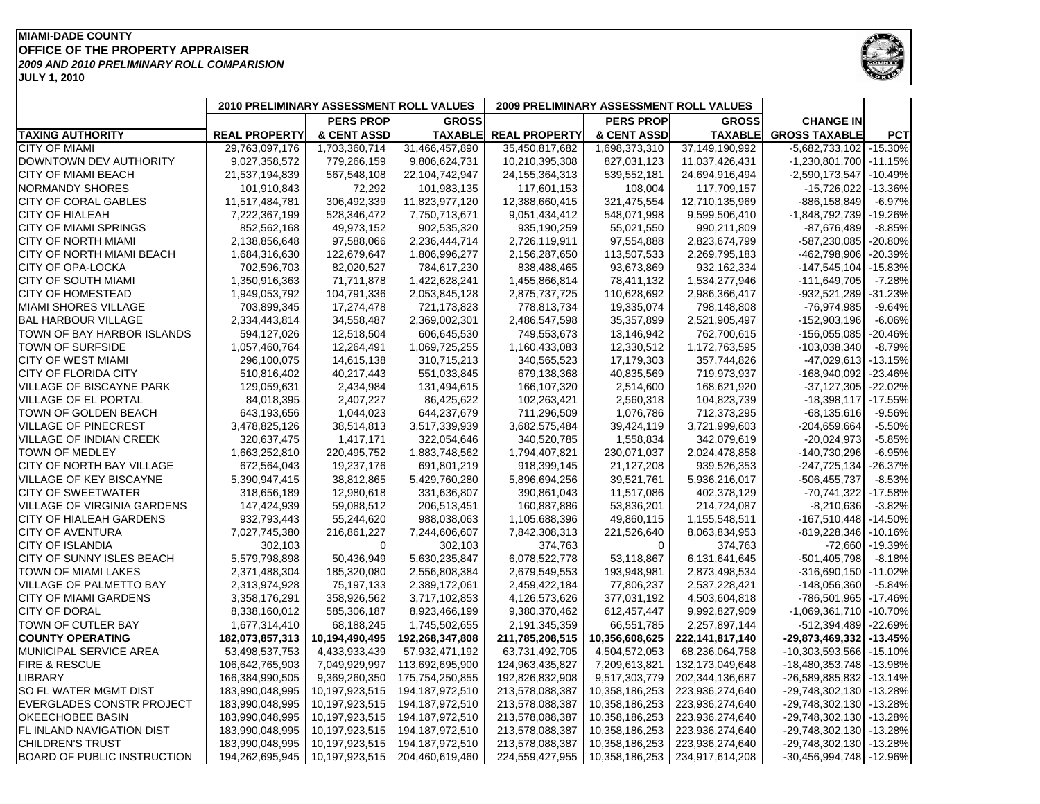**MIAMI-DADE COUNTY**
**OFFICE OF THE PROPERTY APPRAISER**
***2009 AND 2010 PRELIMINARY ROLL COMPARISION***
**JULY 1, 2010**

| | 2010 PRELIMINARY ASSESSMENT ROLL VALUES | | | 2009 PRELIMINARY ASSESSMENT ROLL VALUES | | | | |
|---|---|---|---|---|---|---|---|---|
| **TAXING AUTHORITY** | **REAL PROPERTY** | **PERS PROP & CENT ASSD** | **GROSS TAXABLE** | **REAL PROPERTY** | **PERS PROP & CENT ASSD** | **GROSS TAXABLE** | **CHANGE IN GROSS TAXABLE** | **PCT** |
| CITY OF MIAMI | 29,763,097,176 | 1,703,360,714 | 31,466,457,890 | 35,450,817,682 | 1,698,373,310 | 37,149,190,992 | -5,682,733,102 | -15.30% |
| DOWNTOWN DEV AUTHORITY | 9,027,358,572 | 779,266,159 | 9,806,624,731 | 10,210,395,308 | 827,031,123 | 11,037,426,431 | -1,230,801,700 | -11.15% |
| CITY OF MIAMI BEACH | 21,537,194,839 | 567,548,108 | 22,104,742,947 | 24,155,364,313 | 539,552,181 | 24,694,916,494 | -2,590,173,547 | -10.49% |
| NORMANDY SHORES | 101,910,843 | 72,292 | 101,983,135 | 117,601,153 | 108,004 | 117,709,157 | -15,726,022 | -13.36% |
| CITY OF CORAL GABLES | 11,517,484,781 | 306,492,339 | 11,823,977,120 | 12,388,660,415 | 321,475,554 | 12,710,135,969 | -886,158,849 | -6.97% |
| CITY OF HIALEAH | 7,222,367,199 | 528,346,472 | 7,750,713,671 | 9,051,434,412 | 548,071,998 | 9,599,506,410 | -1,848,792,739 | -19.26% |
| CITY OF MIAMI SPRINGS | 852,562,168 | 49,973,152 | 902,535,320 | 935,190,259 | 55,021,550 | 990,211,809 | -87,676,489 | -8.85% |
| CITY OF NORTH MIAMI | 2,138,856,648 | 97,588,066 | 2,236,444,714 | 2,726,119,911 | 97,554,888 | 2,823,674,799 | -587,230,085 | -20.80% |
| CITY OF NORTH MIAMI BEACH | 1,684,316,630 | 122,679,647 | 1,806,996,277 | 2,156,287,650 | 113,507,533 | 2,269,795,183 | -462,798,906 | -20.39% |
| CITY OF OPA-LOCKA | 702,596,703 | 82,020,527 | 784,617,230 | 838,488,465 | 93,673,869 | 932,162,334 | -147,545,104 | -15.83% |
| CITY OF SOUTH MIAMI | 1,350,916,363 | 71,711,878 | 1,422,628,241 | 1,455,866,814 | 78,411,132 | 1,534,277,946 | -111,649,705 | -7.28% |
| CITY OF HOMESTEAD | 1,949,053,792 | 104,791,336 | 2,053,845,128 | 2,875,737,725 | 110,628,692 | 2,986,366,417 | -932,521,289 | -31.23% |
| MIAMI SHORES VILLAGE | 703,899,345 | 17,274,478 | 721,173,823 | 778,813,734 | 19,335,074 | 798,148,808 | -76,974,985 | -9.64% |
| BAL HARBOUR VILLAGE | 2,334,443,814 | 34,558,487 | 2,369,002,301 | 2,486,547,598 | 35,357,899 | 2,521,905,497 | -152,903,196 | -6.06% |
| TOWN OF BAY HARBOR ISLANDS | 594,127,026 | 12,518,504 | 606,645,530 | 749,553,673 | 13,146,942 | 762,700,615 | -156,055,085 | -20.46% |
| TOWN OF SURFSIDE | 1,057,460,764 | 12,264,491 | 1,069,725,255 | 1,160,433,083 | 12,330,512 | 1,172,763,595 | -103,038,340 | -8.79% |
| CITY OF WEST MIAMI | 296,100,075 | 14,615,138 | 310,715,213 | 340,565,523 | 17,179,303 | 357,744,826 | -47,029,613 | -13.15% |
| CITY OF FLORIDA CITY | 510,816,402 | 40,217,443 | 551,033,845 | 679,138,368 | 40,835,569 | 719,973,937 | -168,940,092 | -23.46% |
| VILLAGE OF BISCAYNE PARK | 129,059,631 | 2,434,984 | 131,494,615 | 166,107,320 | 2,514,600 | 168,621,920 | -37,127,305 | -22.02% |
| VILLAGE OF EL PORTAL | 84,018,395 | 2,407,227 | 86,425,622 | 102,263,421 | 2,560,318 | 104,823,739 | -18,398,117 | -17.55% |
| TOWN OF GOLDEN BEACH | 643,193,656 | 1,044,023 | 644,237,679 | 711,296,509 | 1,076,786 | 712,373,295 | -68,135,616 | -9.56% |
| VILLAGE OF PINECREST | 3,478,825,126 | 38,514,813 | 3,517,339,939 | 3,682,575,484 | 39,424,119 | 3,721,999,603 | -204,659,664 | -5.50% |
| VILLAGE OF INDIAN CREEK | 320,637,475 | 1,417,171 | 322,054,646 | 340,520,785 | 1,558,834 | 342,079,619 | -20,024,973 | -5.85% |
| TOWN OF MEDLEY | 1,663,252,810 | 220,495,752 | 1,883,748,562 | 1,794,407,821 | 230,071,037 | 2,024,478,858 | -140,730,296 | -6.95% |
| CITY OF NORTH BAY VILLAGE | 672,564,043 | 19,237,176 | 691,801,219 | 918,399,145 | 21,127,208 | 939,526,353 | -247,725,134 | -26.37% |
| VILLAGE OF KEY BISCAYNE | 5,390,947,415 | 38,812,865 | 5,429,760,280 | 5,896,694,256 | 39,521,761 | 5,936,216,017 | -506,455,737 | -8.53% |
| CITY OF SWEETWATER | 318,656,189 | 12,980,618 | 331,636,807 | 390,861,043 | 11,517,086 | 402,378,129 | -70,741,322 | -17.58% |
| VILLAGE OF VIRGINIA GARDENS | 147,424,939 | 59,088,512 | 206,513,451 | 160,887,886 | 53,836,201 | 214,724,087 | -8,210,636 | -3.82% |
| CITY OF HIALEAH GARDENS | 932,793,443 | 55,244,620 | 988,038,063 | 1,105,688,396 | 49,860,115 | 1,155,548,511 | -167,510,448 | -14.50% |
| CITY OF AVENTURA | 7,027,745,380 | 216,861,227 | 7,244,606,607 | 7,842,308,313 | 221,526,640 | 8,063,834,953 | -819,228,346 | -10.16% |
| CITY OF ISLANDIA | 302,103 | 0 | 302,103 | 374,763 | 0 | 374,763 | -72,660 | -19.39% |
| CITY OF SUNNY ISLES BEACH | 5,579,798,898 | 50,436,949 | 5,630,235,847 | 6,078,522,778 | 53,118,867 | 6,131,641,645 | -501,405,798 | -8.18% |
| TOWN OF MIAMI LAKES | 2,371,488,304 | 185,320,080 | 2,556,808,384 | 2,679,549,553 | 193,948,981 | 2,873,498,534 | -316,690,150 | -11.02% |
| VILLAGE OF PALMETTO BAY | 2,313,974,928 | 75,197,133 | 2,389,172,061 | 2,459,422,184 | 77,806,237 | 2,537,228,421 | -148,056,360 | -5.84% |
| CITY OF MIAMI GARDENS | 3,358,176,291 | 358,926,562 | 3,717,102,853 | 4,126,573,626 | 377,031,192 | 4,503,604,818 | -786,501,965 | -17.46% |
| CITY OF DORAL | 8,338,160,012 | 585,306,187 | 8,923,466,199 | 9,380,370,462 | 612,457,447 | 9,992,827,909 | -1,069,361,710 | -10.70% |
| TOWN OF CUTLER BAY | 1,677,314,410 | 68,188,245 | 1,745,502,655 | 2,191,345,359 | 66,551,785 | 2,257,897,144 | -512,394,489 | -22.69% |
| **COUNTY OPERATING** | **182,073,857,313** | **10,194,490,495** | **192,268,347,808** | **211,785,208,515** | **10,356,608,625** | **222,141,817,140** | **-29,873,469,332** | **-13.45%** |
| MUNICIPAL SERVICE AREA | 53,498,537,753 | 4,433,933,439 | 57,932,471,192 | 63,731,492,705 | 4,504,572,053 | 68,236,064,758 | -10,303,593,566 | -15.10% |
| FIRE & RESCUE | 106,642,765,903 | 7,049,929,997 | 113,692,695,900 | 124,963,435,827 | 7,209,613,821 | 132,173,049,648 | -18,480,353,748 | -13.98% |
| LIBRARY | 166,384,990,505 | 9,369,260,350 | 175,754,250,855 | 192,826,832,908 | 9,517,303,779 | 202,344,136,687 | -26,589,885,832 | -13.14% |
| SO FL WATER MGMT DIST | 183,990,048,995 | 10,197,923,515 | 194,187,972,510 | 213,578,088,387 | 10,358,186,253 | 223,936,274,640 | -29,748,302,130 | -13.28% |
| EVERGLADES CONSTR PROJECT | 183,990,048,995 | 10,197,923,515 | 194,187,972,510 | 213,578,088,387 | 10,358,186,253 | 223,936,274,640 | -29,748,302,130 | -13.28% |
| OKEECHOBEE BASIN | 183,990,048,995 | 10,197,923,515 | 194,187,972,510 | 213,578,088,387 | 10,358,186,253 | 223,936,274,640 | -29,748,302,130 | -13.28% |
| FL INLAND NAVIGATION DIST | 183,990,048,995 | 10,197,923,515 | 194,187,972,510 | 213,578,088,387 | 10,358,186,253 | 223,936,274,640 | -29,748,302,130 | -13.28% |
| CHILDREN'S TRUST | 183,990,048,995 | 10,197,923,515 | 194,187,972,510 | 213,578,088,387 | 10,358,186,253 | 223,936,274,640 | -29,748,302,130 | -13.28% |
| BOARD OF PUBLIC INSTRUCTION | 194,262,695,945 | 10,197,923,515 | 204,460,619,460 | 224,559,427,955 | 10,358,186,253 | 234,917,614,208 | -30,456,994,748 | -12.96% |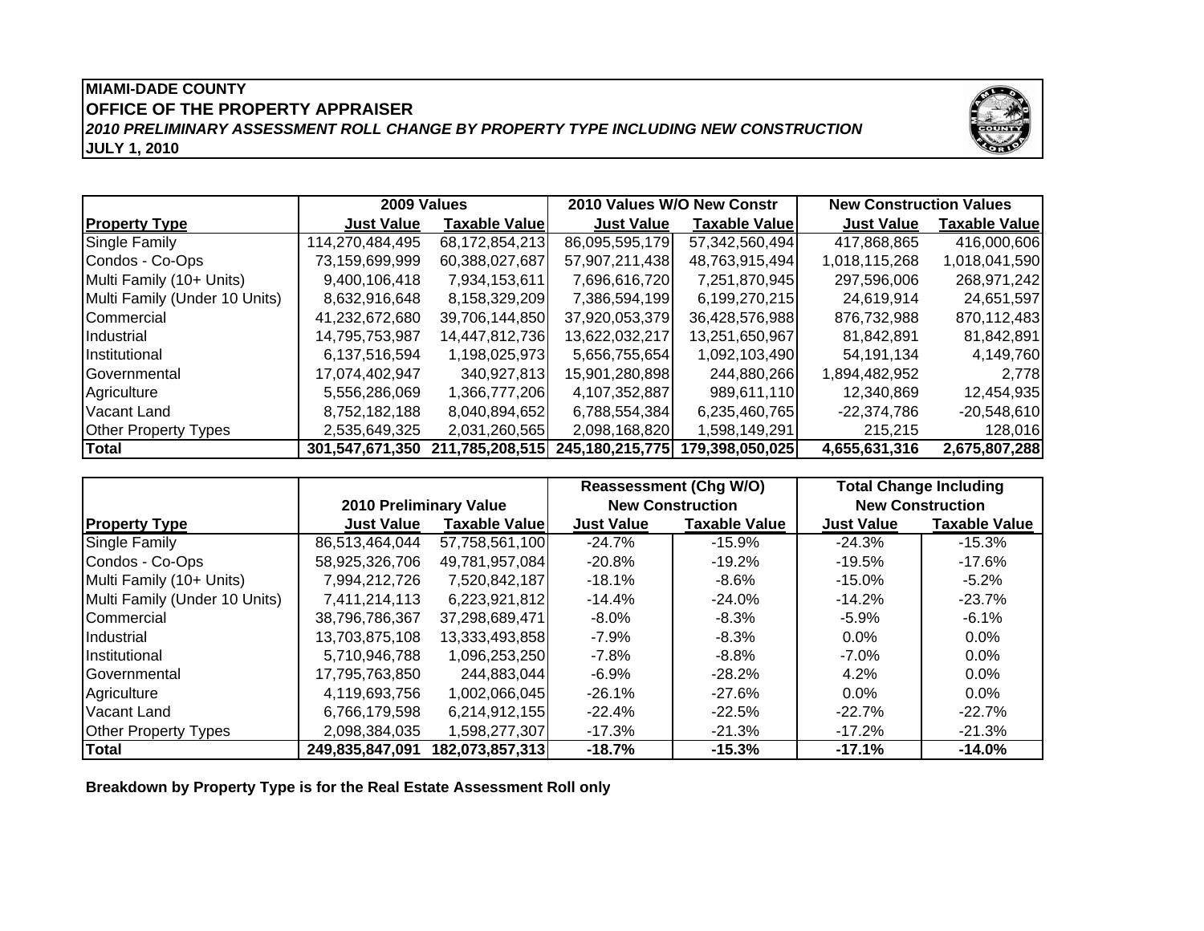**MIAMI-DADE COUNTY**
**OFFICE OF THE PROPERTY APPRAISER**
***2010 PRELIMINARY ASSESSMENT ROLL CHANGE BY PROPERTY TYPE INCLUDING NEW CONSTRUCTION***
**JULY 1, 2010**

| | 2009 Values | | 2010 Values W/O New Constr | | New Construction Values | |
|---|---|---|---|---|---|---|
| **Property Type** | **Just Value** | **Taxable Value** | **Just Value** | **Taxable Value** | **Just Value** | **Taxable Value** |
| Single Family | 114,270,484,495 | 68,172,854,213 | 86,095,595,179 | 57,342,560,494 | 417,868,865 | 416,000,606 |
| Condos - Co-Ops | 73,159,699,999 | 60,388,027,687 | 57,907,211,438 | 48,763,915,494 | 1,018,115,268 | 1,018,041,590 |
| Multi Family (10+ Units) | 9,400,106,418 | 7,934,153,611 | 7,696,616,720 | 7,251,870,945 | 297,596,006 | 268,971,242 |
| Multi Family (Under 10 Units) | 8,632,916,648 | 8,158,329,209 | 7,386,594,199 | 6,199,270,215 | 24,619,914 | 24,651,597 |
| Commercial | 41,232,672,680 | 39,706,144,850 | 37,920,053,379 | 36,428,576,988 | 876,732,988 | 870,112,483 |
| Industrial | 14,795,753,987 | 14,447,812,736 | 13,622,032,217 | 13,251,650,967 | 81,842,891 | 81,842,891 |
| Institutional | 6,137,516,594 | 1,198,025,973 | 5,656,755,654 | 1,092,103,490 | 54,191,134 | 4,149,760 |
| Governmental | 17,074,402,947 | 340,927,813 | 15,901,280,898 | 244,880,266 | 1,894,482,952 | 2,778 |
| Agriculture | 5,556,286,069 | 1,366,777,206 | 4,107,352,887 | 989,611,110 | 12,340,869 | 12,454,935 |
| Vacant Land | 8,752,182,188 | 8,040,894,652 | 6,788,554,384 | 6,235,460,765 | -22,374,786 | -20,548,610 |
| Other Property Types | 2,535,649,325 | 2,031,260,565 | 2,098,168,820 | 1,598,149,291 | 215,215 | 128,016 |
| **Total** | **301,547,671,350** | **211,785,208,515** | **245,180,215,775** | **179,398,050,025** | **4,655,631,316** | **2,675,807,288** |

| | 2010 Preliminary Value | | Reassessment (Chg W/O) New Construction | | Total Change Including New Construction | |
|---|---|---|---|---|---|---|
| **Property Type** | **Just Value** | **Taxable Value** | **Just Value** | **Taxable Value** | **Just Value** | **Taxable Value** |
| Single Family | 86,513,464,044 | 57,758,561,100 | -24.7% | -15.9% | -24.3% | -15.3% |
| Condos - Co-Ops | 58,925,326,706 | 49,781,957,084 | -20.8% | -19.2% | -19.5% | -17.6% |
| Multi Family (10+ Units) | 7,994,212,726 | 7,520,842,187 | -18.1% | -8.6% | -15.0% | -5.2% |
| Multi Family (Under 10 Units) | 7,411,214,113 | 6,223,921,812 | -14.4% | -24.0% | -14.2% | -23.7% |
| Commercial | 38,796,786,367 | 37,298,689,471 | -8.0% | -8.3% | -5.9% | -6.1% |
| Industrial | 13,703,875,108 | 13,333,493,858 | -7.9% | -8.3% | 0.0% | 0.0% |
| Institutional | 5,710,946,788 | 1,096,253,250 | -7.8% | -8.8% | -7.0% | 0.0% |
| Governmental | 17,795,763,850 | 244,883,044 | -6.9% | -28.2% | 4.2% | 0.0% |
| Agriculture | 4,119,693,756 | 1,002,066,045 | -26.1% | -27.6% | 0.0% | 0.0% |
| Vacant Land | 6,766,179,598 | 6,214,912,155 | -22.4% | -22.5% | -22.7% | -22.7% |
| Other Property Types | 2,098,384,035 | 1,598,277,307 | -17.3% | -21.3% | -17.2% | -21.3% |
| **Total** | **249,835,847,091** | **182,073,857,313** | **-18.7%** | **-15.3%** | **-17.1%** | **-14.0%** |

**Breakdown by Property Type is for the Real Estate Assessment Roll only**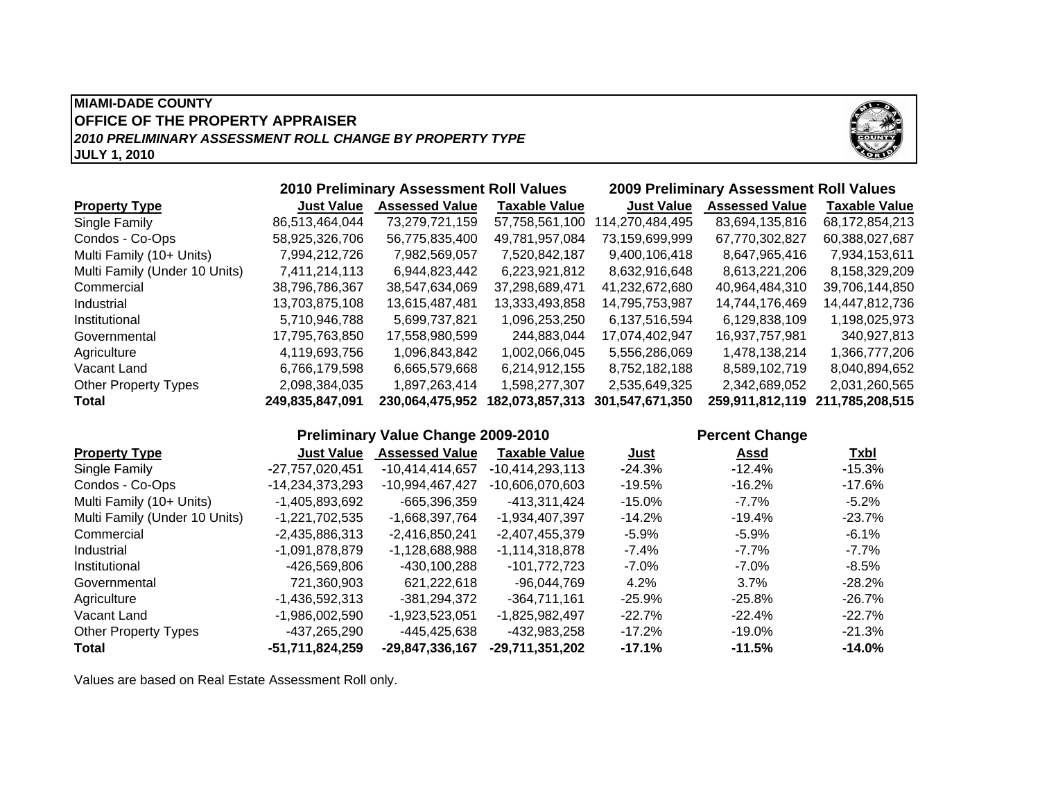**MIAMI-DADE COUNTY**
**OFFICE OF THE PROPERTY APPRAISER**
***2010 PRELIMINARY ASSESSMENT ROLL CHANGE BY PROPERTY TYPE***
**JULY 1, 2010**

| | **2010 Preliminary Assessment Roll Values** | | | **2009 Preliminary Assessment Roll Values** | | |
|---|---|---|---|---|---|---|
| **Property Type** | **Just Value** | **Assessed Value** | **Taxable Value** | **Just Value** | **Assessed Value** | **Taxable Value** |
| Single Family | 86,513,464,044 | 73,279,721,159 | 57,758,561,100 | 114,270,484,495 | 83,694,135,816 | 68,172,854,213 |
| Condos - Co-Ops | 58,925,326,706 | 56,775,835,400 | 49,781,957,084 | 73,159,699,999 | 67,770,302,827 | 60,388,027,687 |
| Multi Family (10+ Units) | 7,994,212,726 | 7,982,569,057 | 7,520,842,187 | 9,400,106,418 | 8,647,965,416 | 7,934,153,611 |
| Multi Family (Under 10 Units) | 7,411,214,113 | 6,944,823,442 | 6,223,921,812 | 8,632,916,648 | 8,613,221,206 | 8,158,329,209 |
| Commercial | 38,796,786,367 | 38,547,634,069 | 37,298,689,471 | 41,232,672,680 | 40,964,484,310 | 39,706,144,850 |
| Industrial | 13,703,875,108 | 13,615,487,481 | 13,333,493,858 | 14,795,753,987 | 14,744,176,469 | 14,447,812,736 |
| Institutional | 5,710,946,788 | 5,699,737,821 | 1,096,253,250 | 6,137,516,594 | 6,129,838,109 | 1,198,025,973 |
| Governmental | 17,795,763,850 | 17,558,980,599 | 244,883,044 | 17,074,402,947 | 16,937,757,981 | 340,927,813 |
| Agriculture | 4,119,693,756 | 1,096,843,842 | 1,002,066,045 | 5,556,286,069 | 1,478,138,214 | 1,366,777,206 |
| Vacant Land | 6,766,179,598 | 6,665,579,668 | 6,214,912,155 | 8,752,182,188 | 8,589,102,719 | 8,040,894,652 |
| Other Property Types | 2,098,384,035 | 1,897,263,414 | 1,598,277,307 | 2,535,649,325 | 2,342,689,052 | 2,031,260,565 |
| **Total** | **249,835,847,091** | **230,064,475,952** | **182,073,857,313** | **301,547,671,350** | **259,911,812,119** | **211,785,208,515** |

| | **Preliminary Value Change 2009-2010** | | | **Percent Change** | | |
|---|---|---|---|---|---|---|
| **Property Type** | **Just Value** | **Assessed Value** | **Taxable Value** | **Just** | **Assd** | **Txbl** |
| Single Family | -27,757,020,451 | -10,414,414,657 | -10,414,293,113 | -24.3% | -12.4% | -15.3% |
| Condos - Co-Ops | -14,234,373,293 | -10,994,467,427 | -10,606,070,603 | -19.5% | -16.2% | -17.6% |
| Multi Family (10+ Units) | -1,405,893,692 | -665,396,359 | -413,311,424 | -15.0% | -7.7% | -5.2% |
| Multi Family (Under 10 Units) | -1,221,702,535 | -1,668,397,764 | -1,934,407,397 | -14.2% | -19.4% | -23.7% |
| Commercial | -2,435,886,313 | -2,416,850,241 | -2,407,455,379 | -5.9% | -5.9% | -6.1% |
| Industrial | -1,091,878,879 | -1,128,688,988 | -1,114,318,878 | -7.4% | -7.7% | -7.7% |
| Institutional | -426,569,806 | -430,100,288 | -101,772,723 | -7.0% | -7.0% | -8.5% |
| Governmental | 721,360,903 | 621,222,618 | -96,044,769 | 4.2% | 3.7% | -28.2% |
| Agriculture | -1,436,592,313 | -381,294,372 | -364,711,161 | -25.9% | -25.8% | -26.7% |
| Vacant Land | -1,986,002,590 | -1,923,523,051 | -1,825,982,497 | -22.7% | -22.4% | -22.7% |
| Other Property Types | -437,265,290 | -445,425,638 | -432,983,258 | -17.2% | -19.0% | -21.3% |
| **Total** | **-51,711,824,259** | **-29,847,336,167** | **-29,711,351,202** | **-17.1%** | **-11.5%** | **-14.0%** |

Values are based on Real Estate Assessment Roll only.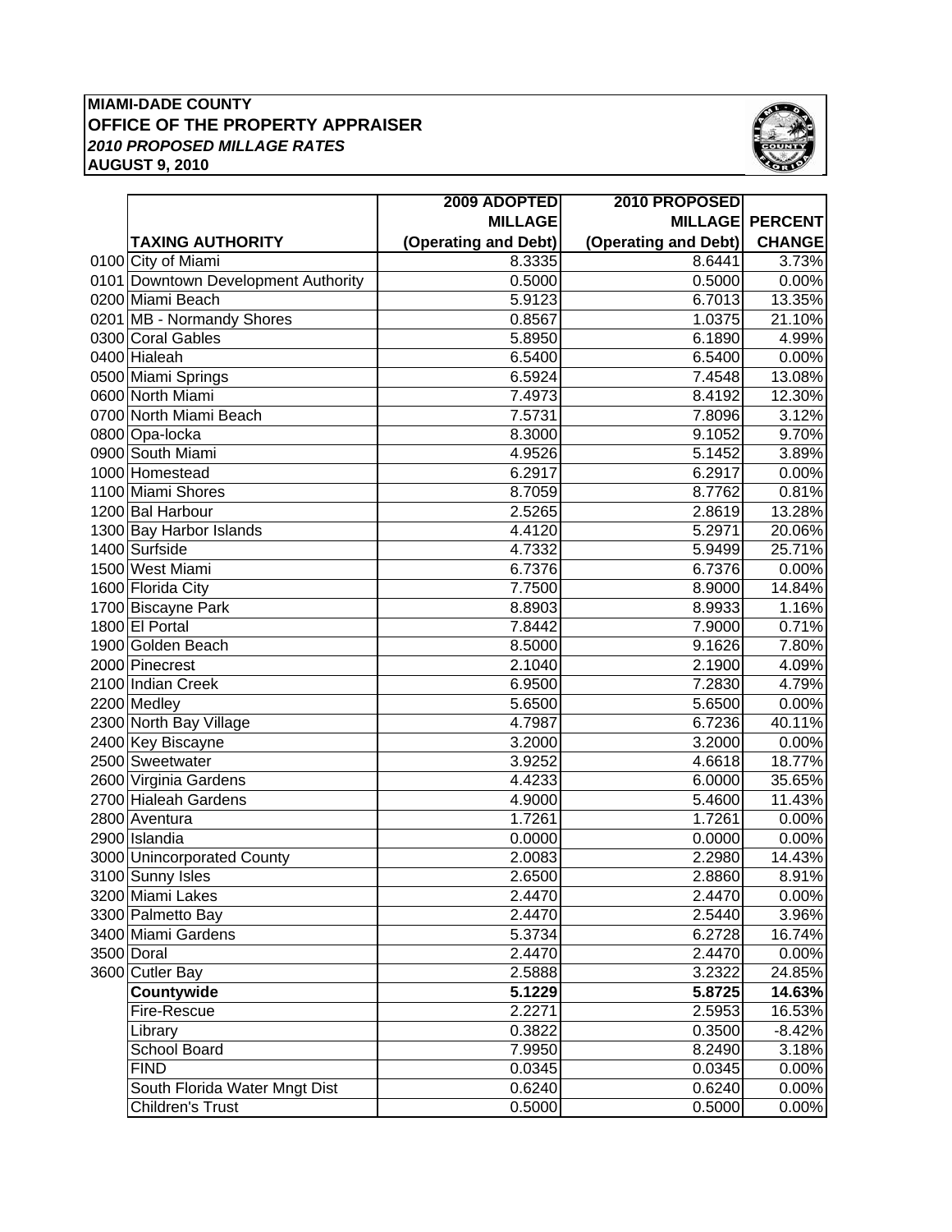**MIAMI-DADE COUNTY**
**OFFICE OF THE PROPERTY APPRAISER**
***2010 PROPOSED MILLAGE RATES***
**AUGUST 9, 2010**

| | TAXING AUTHORITY | 2009 ADOPTED MILLAGE (Operating and Debt) | 2010 PROPOSED MILLAGE (Operating and Debt) | PERCENT CHANGE |
|---|---|---|---|---|
| 0100 | City of Miami | 8.3335 | 8.6441 | 3.73% |
| 0101 | Downtown Development Authority | 0.5000 | 0.5000 | 0.00% |
| 0200 | Miami Beach | 5.9123 | 6.7013 | 13.35% |
| 0201 | MB - Normandy Shores | 0.8567 | 1.0375 | 21.10% |
| 0300 | Coral Gables | 5.8950 | 6.1890 | 4.99% |
| 0400 | Hialeah | 6.5400 | 6.5400 | 0.00% |
| 0500 | Miami Springs | 6.5924 | 7.4548 | 13.08% |
| 0600 | North Miami | 7.4973 | 8.4192 | 12.30% |
| 0700 | North Miami Beach | 7.5731 | 7.8096 | 3.12% |
| 0800 | Opa-locka | 8.3000 | 9.1052 | 9.70% |
| 0900 | South Miami | 4.9526 | 5.1452 | 3.89% |
| 1000 | Homestead | 6.2917 | 6.2917 | 0.00% |
| 1100 | Miami Shores | 8.7059 | 8.7762 | 0.81% |
| 1200 | Bal Harbour | 2.5265 | 2.8619 | 13.28% |
| 1300 | Bay Harbor Islands | 4.4120 | 5.2971 | 20.06% |
| 1400 | Surfside | 4.7332 | 5.9499 | 25.71% |
| 1500 | West Miami | 6.7376 | 6.7376 | 0.00% |
| 1600 | Florida City | 7.7500 | 8.9000 | 14.84% |
| 1700 | Biscayne Park | 8.8903 | 8.9933 | 1.16% |
| 1800 | El Portal | 7.8442 | 7.9000 | 0.71% |
| 1900 | Golden Beach | 8.5000 | 9.1626 | 7.80% |
| 2000 | Pinecrest | 2.1040 | 2.1900 | 4.09% |
| 2100 | Indian Creek | 6.9500 | 7.2830 | 4.79% |
| 2200 | Medley | 5.6500 | 5.6500 | 0.00% |
| 2300 | North Bay Village | 4.7987 | 6.7236 | 40.11% |
| 2400 | Key Biscayne | 3.2000 | 3.2000 | 0.00% |
| 2500 | Sweetwater | 3.9252 | 4.6618 | 18.77% |
| 2600 | Virginia Gardens | 4.4233 | 6.0000 | 35.65% |
| 2700 | Hialeah Gardens | 4.9000 | 5.4600 | 11.43% |
| 2800 | Aventura | 1.7261 | 1.7261 | 0.00% |
| 2900 | Islandia | 0.0000 | 0.0000 | 0.00% |
| 3000 | Unincorporated County | 2.0083 | 2.2980 | 14.43% |
| 3100 | Sunny Isles | 2.6500 | 2.8860 | 8.91% |
| 3200 | Miami Lakes | 2.4470 | 2.4470 | 0.00% |
| 3300 | Palmetto Bay | 2.4470 | 2.5440 | 3.96% |
| 3400 | Miami Gardens | 5.3734 | 6.2728 | 16.74% |
| 3500 | Doral | 2.4470 | 2.4470 | 0.00% |
| 3600 | Cutler Bay | 2.5888 | 3.2322 | 24.85% |
| | **Countywide** | **5.1229** | **5.8725** | **14.63%** |
| | Fire-Rescue | 2.2271 | 2.5953 | 16.53% |
| | Library | 0.3822 | 0.3500 | -8.42% |
| | School Board | 7.9950 | 8.2490 | 3.18% |
| | FIND | 0.0345 | 0.0345 | 0.00% |
| | South Florida Water Mngt Dist | 0.6240 | 0.6240 | 0.00% |
| | Children's Trust | 0.5000 | 0.5000 | 0.00% |